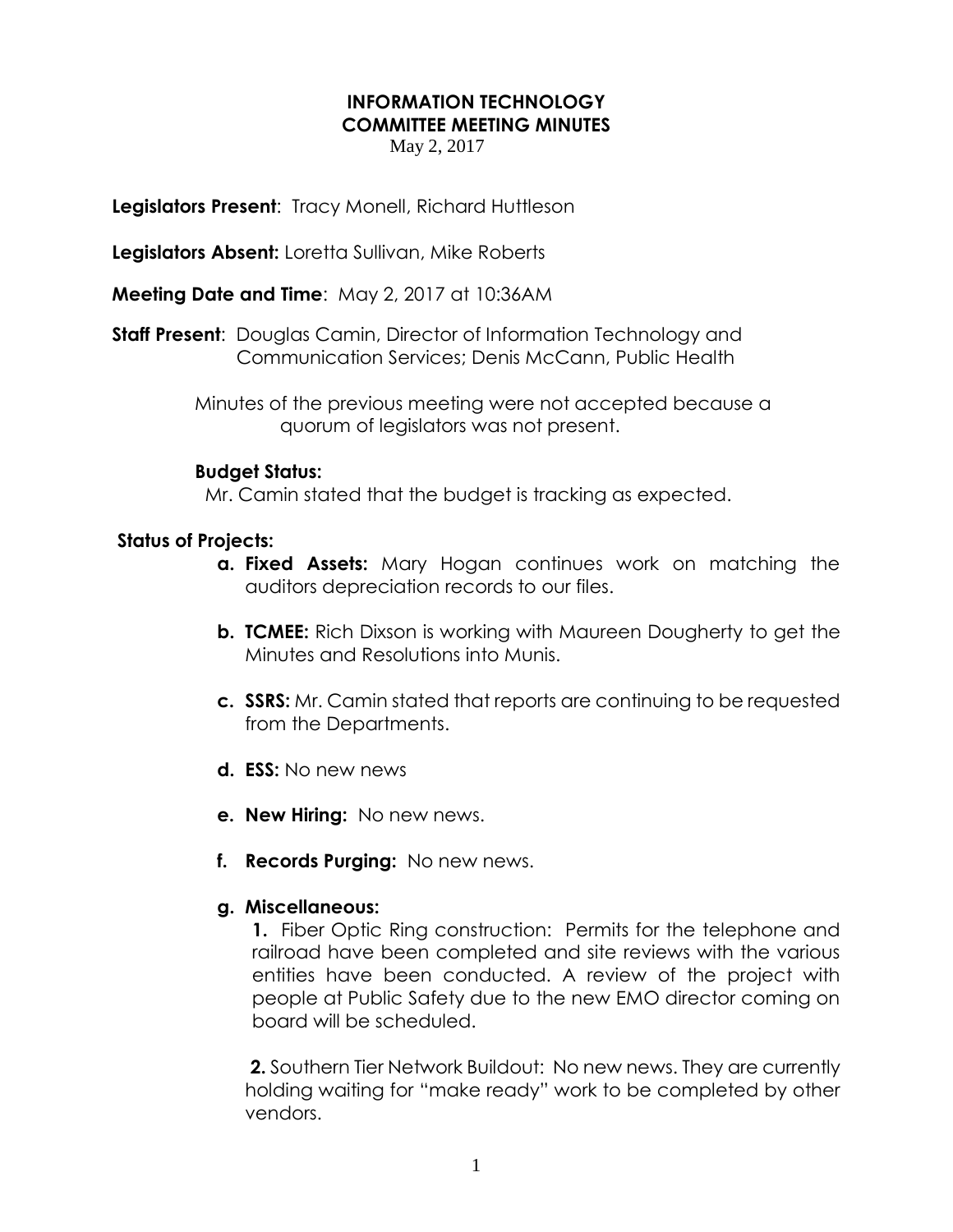# INFORMATION TECHNOLOGY
# COMMITTEE MEETING MINUTES

May 2, 2017

**Legislators Present**: Tracy Monell, Richard Huttleson

**Legislators Absent:** Loretta Sullivan, Mike Roberts

**Meeting Date and Time**: May 2, 2017 at 10:36AM

**Staff Present**: Douglas Camin, Director of Information Technology and Communication Services; Denis McCann, Public Health

Minutes of the previous meeting were not accepted because a quorum of legislators was not present.

**Budget Status:**

Mr. Camin stated that the budget is tracking as expected.

**Status of Projects:**

- **a. Fixed Assets:** Mary Hogan continues work on matching the auditors depreciation records to our files.
- **b. TCMEE:** Rich Dixson is working with Maureen Dougherty to get the Minutes and Resolutions into Munis.
- **c. SSRS:** Mr. Camin stated that reports are continuing to be requested from the Departments.
- **d. ESS:** No new news
- **e. New Hiring:** No new news.
- **f. Records Purging:** No new news.
- **g. Miscellaneous:**

  **1.** Fiber Optic Ring construction: Permits for the telephone and railroad have been completed and site reviews with the various entities have been conducted. A review of the project with people at Public Safety due to the new EMO director coming on board will be scheduled.

  **2.** Southern Tier Network Buildout: No new news. They are currently holding waiting for "make ready" work to be completed by other vendors.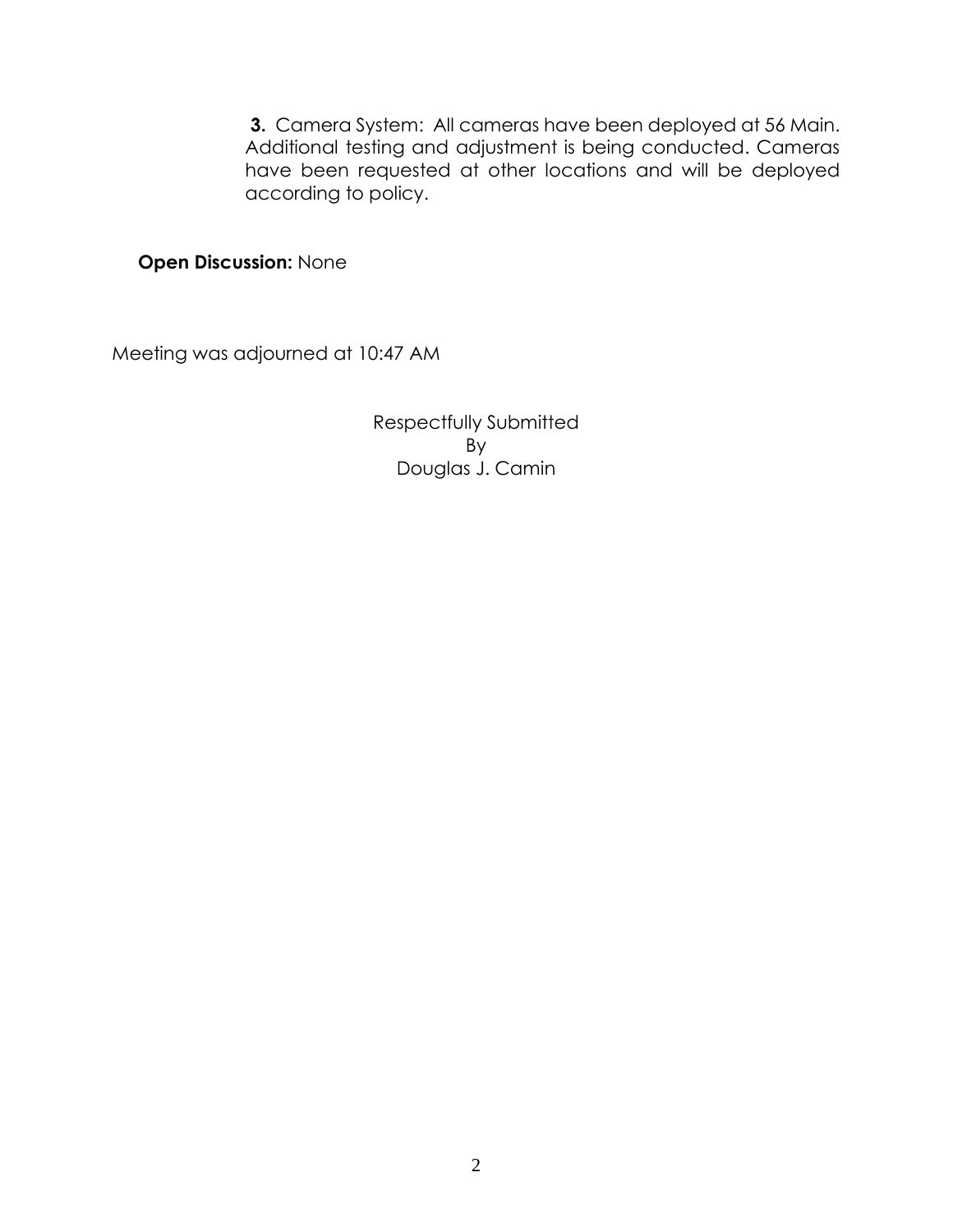**3.** Camera System: All cameras have been deployed at 56 Main. Additional testing and adjustment is being conducted. Cameras have been requested at other locations and will be deployed according to policy.

**Open Discussion:** None

Meeting was adjourned at 10:47 AM

Respectfully Submitted
By
Douglas J. Camin